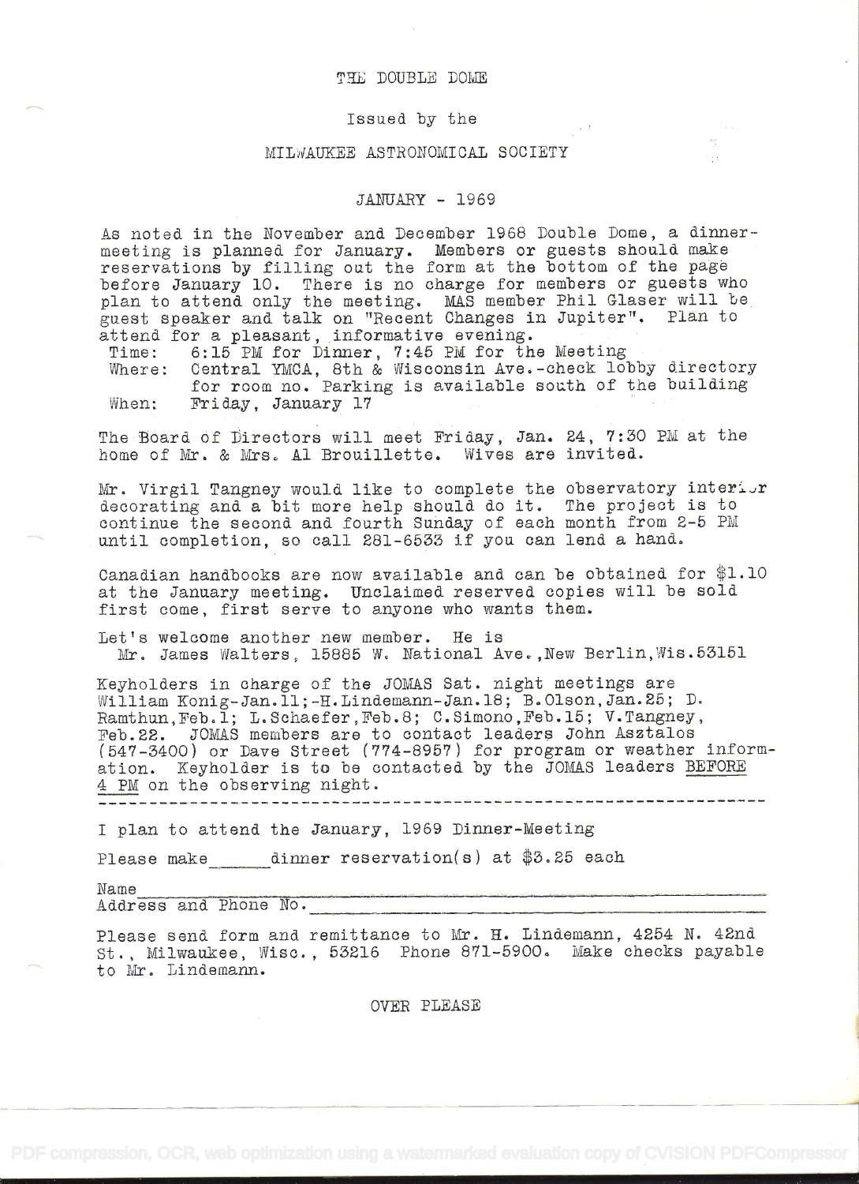# THE DOUBLE DOME

Issued by the

MILWAUKEE ASTRONOMICAL SOCIETY

JANUARY - 1969

As noted in the November and December 1968 Double Dome, a dinner-meeting is planned for January. Members or guests should make reservations by filling out the form at the bottom of the page before January 10. There is no charge for members or guests who plan to attend only the meeting. MAS member Phil Glaser will be guest speaker and talk on "Recent Changes in Jupiter". Plan to attend for a pleasant, informative evening.

Time: 6:15 PM for Dinner, 7:45 PM for the Meeting
Where: Central YMCA, 8th & Wisconsin Ave.-check lobby directory for room no. Parking is available south of the building
When: Friday, January 17

The Board of Directors will meet Friday, Jan. 24, 7:30 PM at the home of Mr. & Mrs. Al Brouillette. Wives are invited.

Mr. Virgil Tangney would like to complete the observatory interior decorating and a bit more help should do it. The project is to continue the second and fourth Sunday of each month from 2-5 PM until completion, so call 281-6533 if you can lend a hand.

Canadian handbooks are now available and can be obtained for $1.10 at the January meeting. Unclaimed reserved copies will be sold first come, first serve to anyone who wants them.

Let's welcome another new member. He is
Mr. James Walters, 15885 W. National Ave.,New Berlin,Wis.53151

Keyholders in charge of the JOMAS Sat. night meetings are William Konig-Jan.11;-H.Lindemann-Jan.18; B.Olson,Jan.25; D. Ramthun,Feb.1; L.Schaefer,Feb.8; C.Simono,Feb.15; V.Tangney, Feb.22. JOMAS members are to contact leaders John Asztalos (547-3400) or Dave Street (774-8957) for program or weather information. Keyholder is to be contacted by the JOMAS leaders BEFORE 4 PM on the observing night.

---

I plan to attend the January, 1969 Dinner-Meeting

Please make ______ dinner reservation(s) at $3.25 each

Name ______________________________________________
Address and Phone No. ______________________________

Please send form and remittance to Mr. H. Lindemann, 4254 N. 42nd St., Milwaukee, Wisc., 53216 Phone 871-5900. Make checks payable to Mr. Lindemann.

OVER PLEASE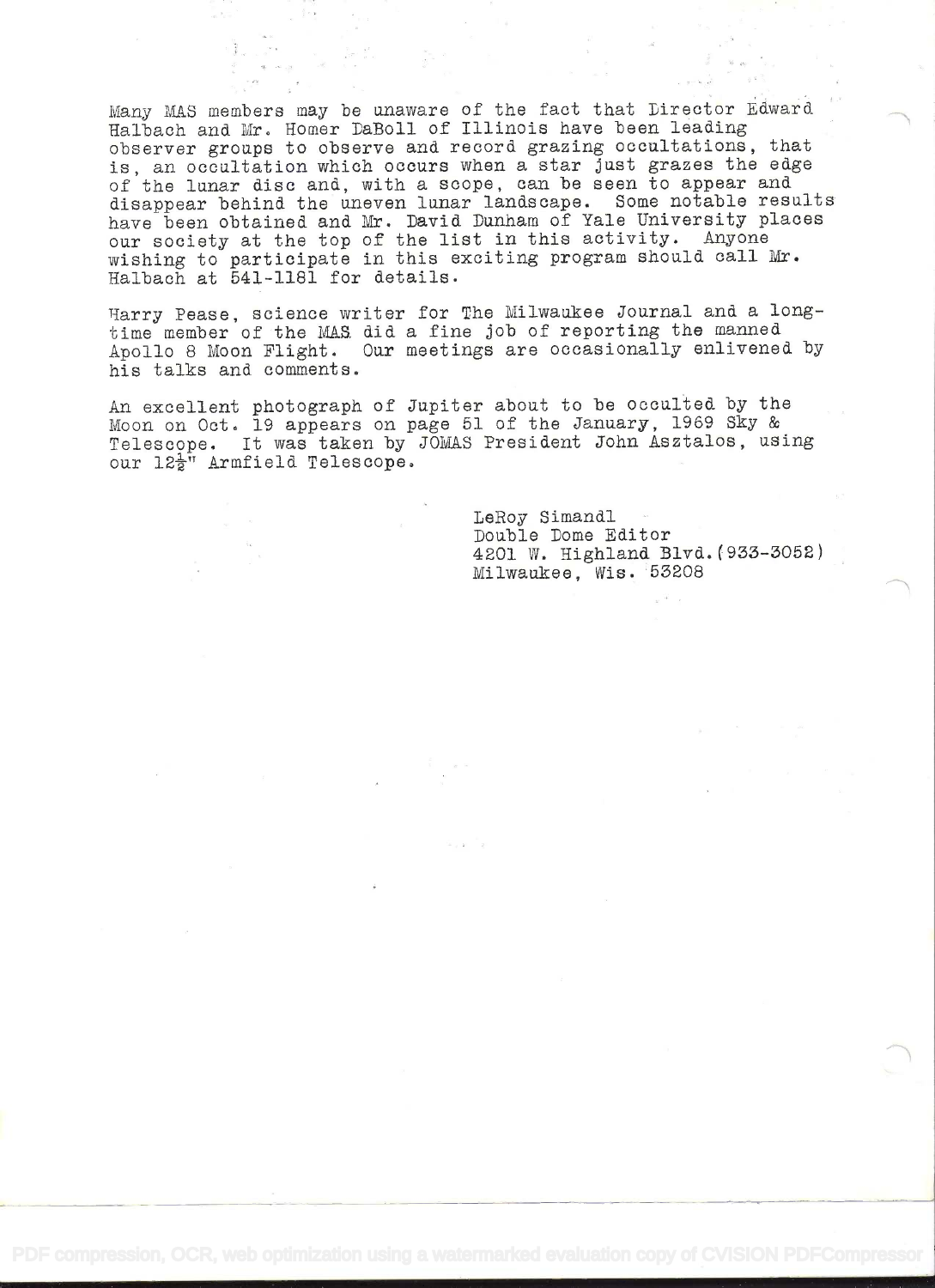Many MAS members may be unaware of the fact that Director Edward Halbach and Mr. Homer DaBoll of Illinois have been leading observer groups to observe and record grazing occultations, that is, an occultation which occurs when a star just grazes the edge of the lunar disc and, with a scope, can be seen to appear and disappear behind the uneven lunar landscape. Some notable results have been obtained and Mr. David Dunham of Yale University places our society at the top of the list in this activity. Anyone wishing to participate in this exciting program should call Mr. Halbach at 541-1181 for details.

Harry Pease, science writer for The Milwaukee Journal and a long-time member of the MAS did a fine job of reporting the manned Apollo 8 Moon Flight. Our meetings are occasionally enlivened by his talks and comments.

An excellent photograph of Jupiter about to be occulted by the Moon on Oct. 19 appears on page 51 of the January, 1969 Sky & Telescope. It was taken by JOMAS President John Asztalos, using our 12½" Armfield Telescope.

LeRoy Simandl
Double Dome Editor
4201 W. Highland Blvd. (933-3052)
Milwaukee, Wis. 53208